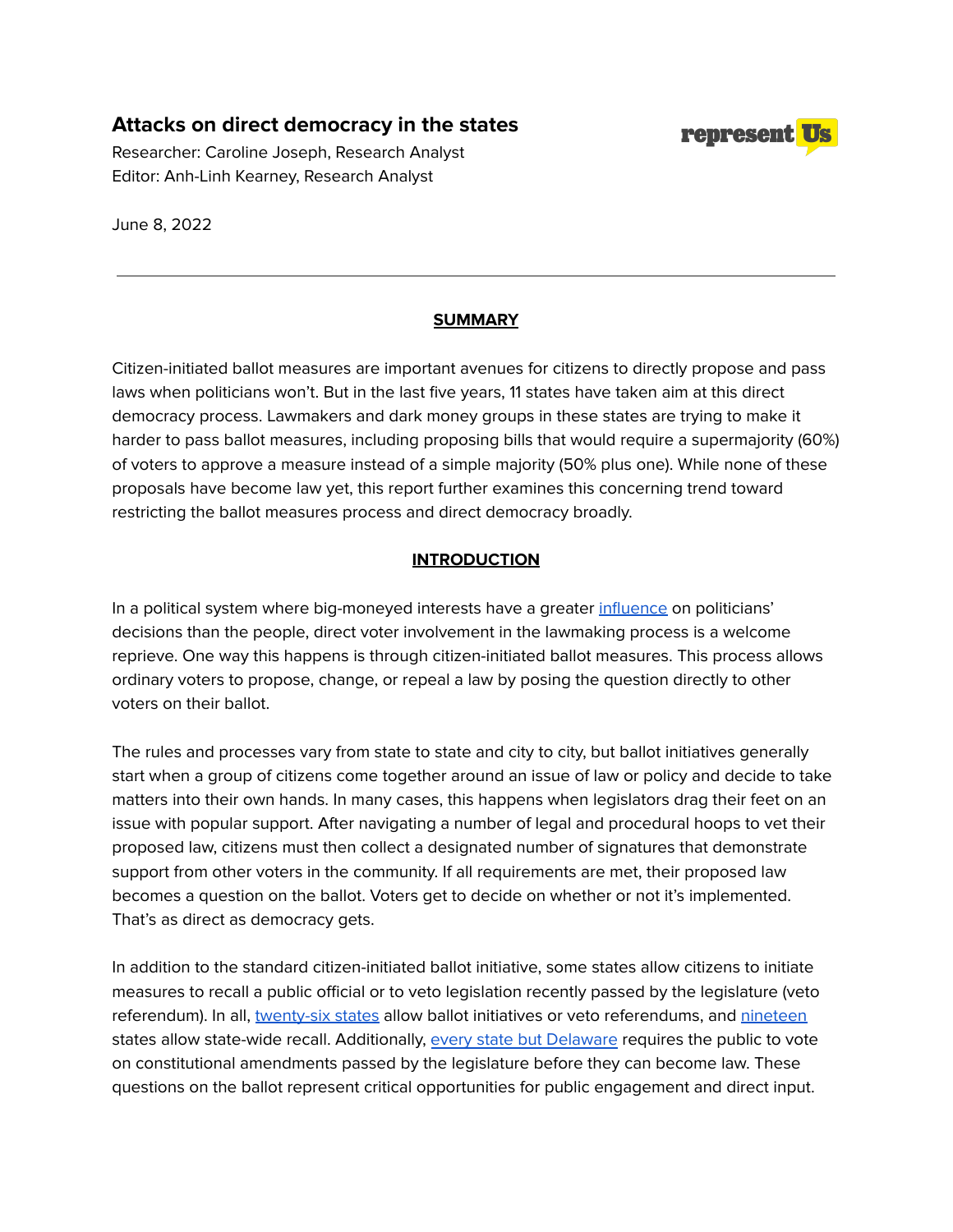# Attacks on direct democracy in the states

Researcher: Caroline Joseph, Research Analyst
Editor: Anh-Linh Kearney, Research Analyst

represent Us

June 8, 2022

---

## SUMMARY

Citizen-initiated ballot measures are important avenues for citizens to directly propose and pass laws when politicians won't. But in the last five years, 11 states have taken aim at this direct democracy process. Lawmakers and dark money groups in these states are trying to make it harder to pass ballot measures, including proposing bills that would require a supermajority (60%) of voters to approve a measure instead of a simple majority (50% plus one). While none of these proposals have become law yet, this report further examines this concerning trend toward restricting the ballot measures process and direct democracy broadly.

## INTRODUCTION

In a political system where big-moneyed interests have a greater influence on politicians' decisions than the people, direct voter involvement in the lawmaking process is a welcome reprieve. One way this happens is through citizen-initiated ballot measures. This process allows ordinary voters to propose, change, or repeal a law by posing the question directly to other voters on their ballot.

The rules and processes vary from state to state and city to city, but ballot initiatives generally start when a group of citizens come together around an issue of law or policy and decide to take matters into their own hands. In many cases, this happens when legislators drag their feet on an issue with popular support. After navigating a number of legal and procedural hoops to vet their proposed law, citizens must then collect a designated number of signatures that demonstrate support from other voters in the community. If all requirements are met, their proposed law becomes a question on the ballot. Voters get to decide on whether or not it's implemented. That's as direct as democracy gets.

In addition to the standard citizen-initiated ballot initiative, some states allow citizens to initiate measures to recall a public official or to veto legislation recently passed by the legislature (veto referendum). In all, twenty-six states allow ballot initiatives or veto referendums, and nineteen states allow state-wide recall. Additionally, every state but Delaware requires the public to vote on constitutional amendments passed by the legislature before they can become law. These questions on the ballot represent critical opportunities for public engagement and direct input.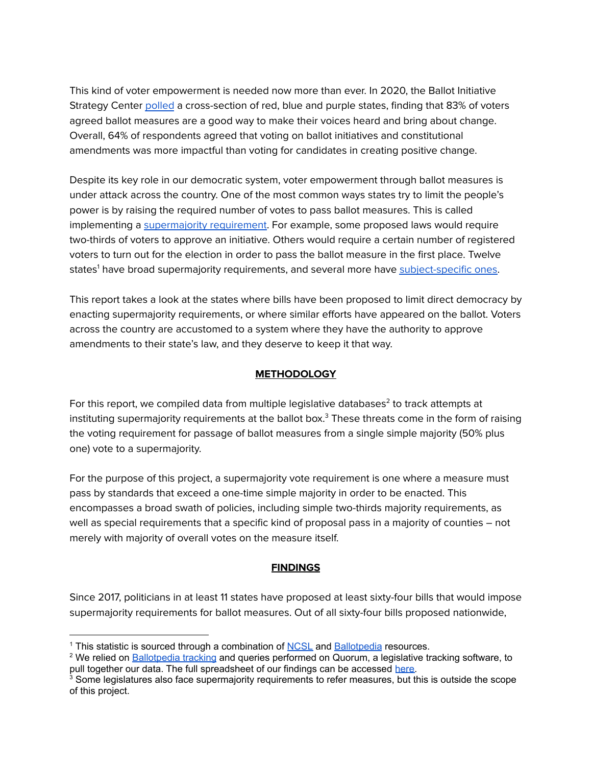This kind of voter empowerment is needed now more than ever. In 2020, the Ballot Initiative Strategy Center polled a cross-section of red, blue and purple states, finding that 83% of voters agreed ballot measures are a good way to make their voices heard and bring about change. Overall, 64% of respondents agreed that voting on ballot initiatives and constitutional amendments was more impactful than voting for candidates in creating positive change.

Despite its key role in our democratic system, voter empowerment through ballot measures is under attack across the country. One of the most common ways states try to limit the people's power is by raising the required number of votes to pass ballot measures. This is called implementing a supermajority requirement. For example, some proposed laws would require two-thirds of voters to approve an initiative. Others would require a certain number of registered voters to turn out for the election in order to pass the ballot measure in the first place. Twelve states[1] have broad supermajority requirements, and several more have subject-specific ones.

This report takes a look at the states where bills have been proposed to limit direct democracy by enacting supermajority requirements, or where similar efforts have appeared on the ballot. Voters across the country are accustomed to a system where they have the authority to approve amendments to their state's law, and they deserve to keep it that way.

## METHODOLOGY

For this report, we compiled data from multiple legislative databases[2] to track attempts at instituting supermajority requirements at the ballot box.[3] These threats come in the form of raising the voting requirement for passage of ballot measures from a single simple majority (50% plus one) vote to a supermajority.

For the purpose of this project, a supermajority vote requirement is one where a measure must pass by standards that exceed a one-time simple majority in order to be enacted. This encompasses a broad swath of policies, including simple two-thirds majority requirements, as well as special requirements that a specific kind of proposal pass in a majority of counties – not merely with majority of overall votes on the measure itself.

## FINDINGS

Since 2017, politicians in at least 11 states have proposed at least sixty-four bills that would impose supermajority requirements for ballot measures. Out of all sixty-four bills proposed nationwide,

---

[1] This statistic is sourced through a combination of NCSL and Ballotpedia resources.

[2] We relied on Ballotpedia tracking and queries performed on Quorum, a legislative tracking software, to pull together our data. The full spreadsheet of our findings can be accessed here.

[3] Some legislatures also face supermajority requirements to refer measures, but this is outside the scope of this project.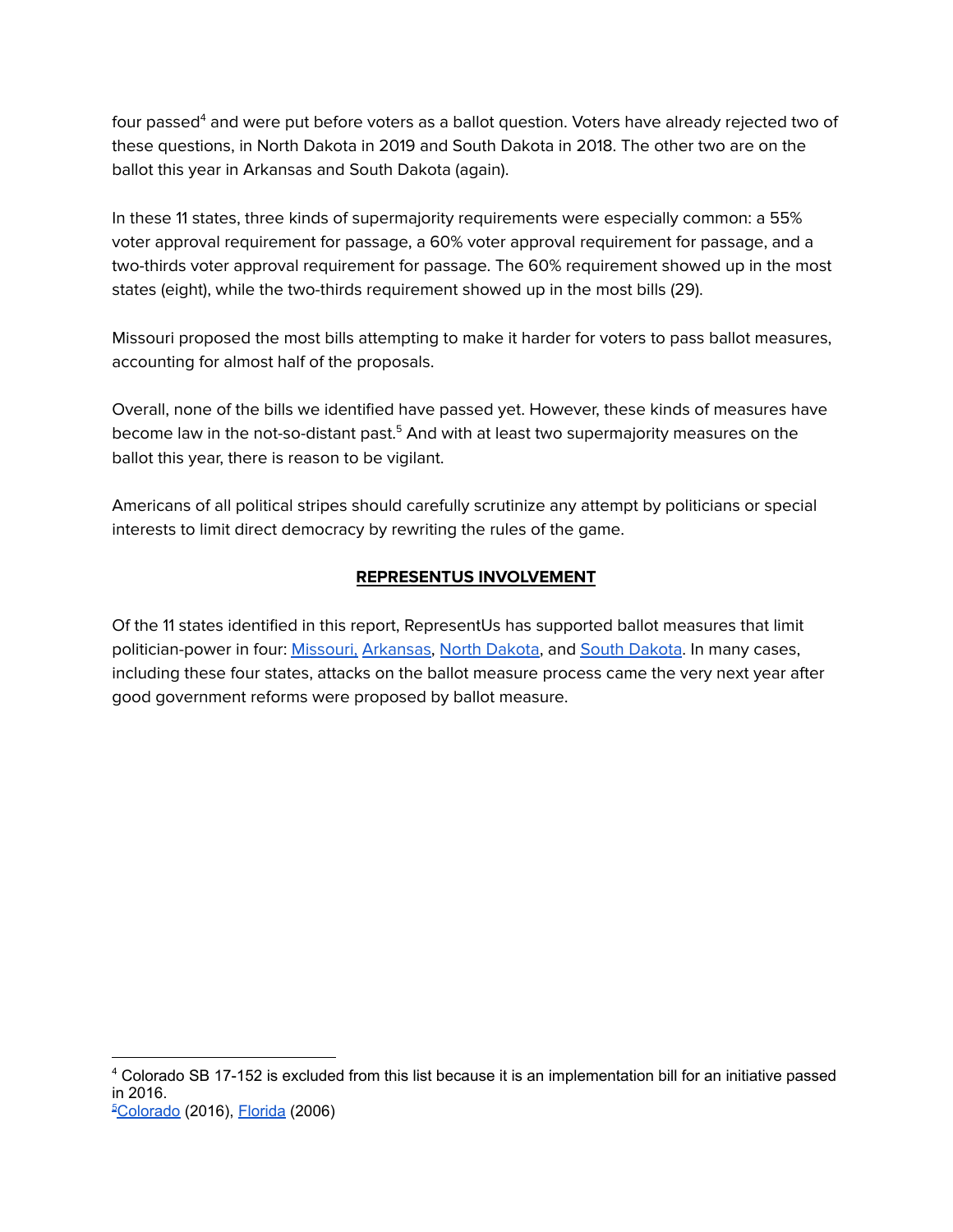four passed[4] and were put before voters as a ballot question. Voters have already rejected two of these questions, in North Dakota in 2019 and South Dakota in 2018. The other two are on the ballot this year in Arkansas and South Dakota (again).

In these 11 states, three kinds of supermajority requirements were especially common: a 55% voter approval requirement for passage, a 60% voter approval requirement for passage, and a two-thirds voter approval requirement for passage. The 60% requirement showed up in the most states (eight), while the two-thirds requirement showed up in the most bills (29).

Missouri proposed the most bills attempting to make it harder for voters to pass ballot measures, accounting for almost half of the proposals.

Overall, none of the bills we identified have passed yet. However, these kinds of measures have become law in the not-so-distant past.[5] And with at least two supermajority measures on the ballot this year, there is reason to be vigilant.

Americans of all political stripes should carefully scrutinize any attempt by politicians or special interests to limit direct democracy by rewriting the rules of the game.

## **REPRESENTUS INVOLVEMENT**

Of the 11 states identified in this report, RepresentUs has supported ballot measures that limit politician-power in four: Missouri, Arkansas, North Dakota, and South Dakota. In many cases, including these four states, attacks on the ballot measure process came the very next year after good government reforms were proposed by ballot measure.

---

[4] Colorado SB 17-152 is excluded from this list because it is an implementation bill for an initiative passed in 2016.

[5] Colorado (2016), Florida (2006)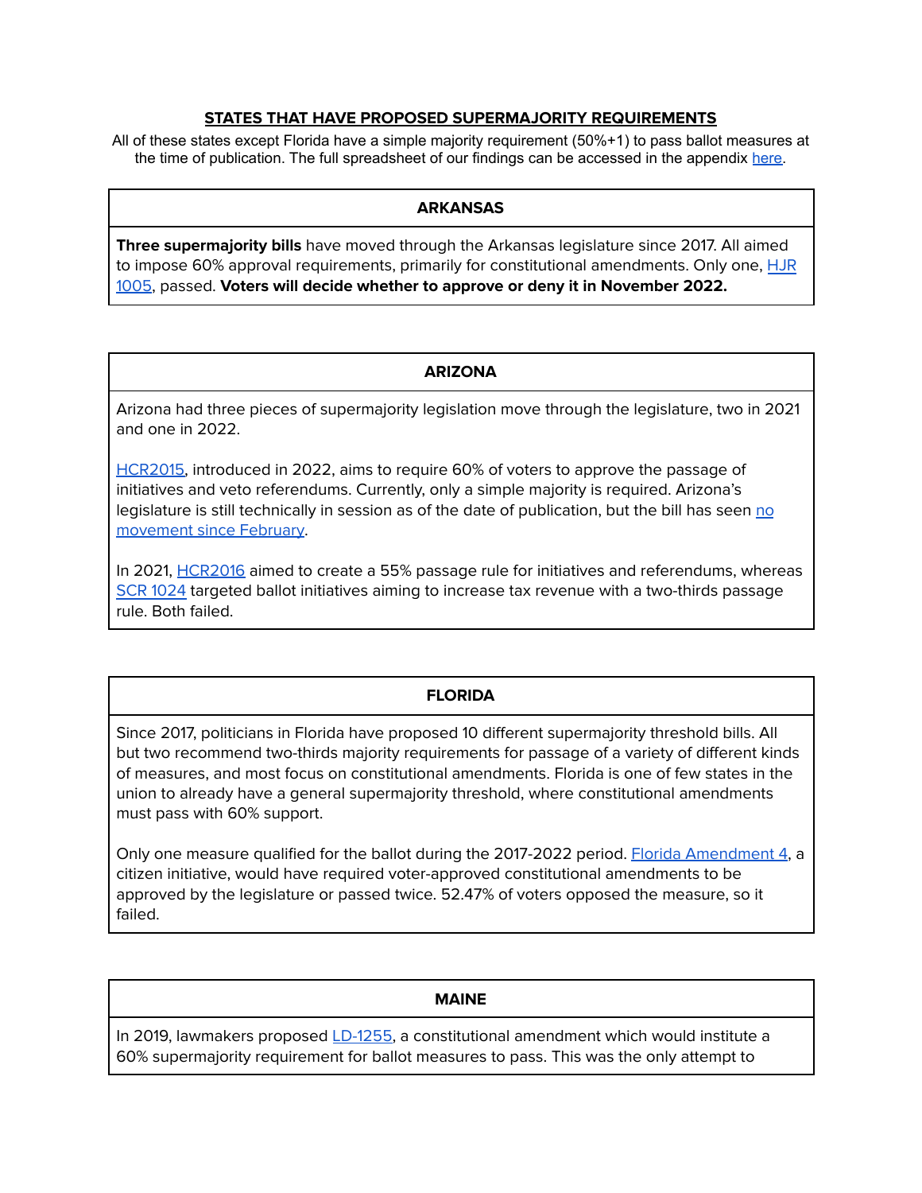## STATES THAT HAVE PROPOSED SUPERMAJORITY REQUIREMENTS

All of these states except Florida have a simple majority requirement (50%+1) to pass ballot measures at the time of publication. The full spreadsheet of our findings can be accessed in the appendix here.

### ARKANSAS

**Three supermajority bills** have moved through the Arkansas legislature since 2017. All aimed to impose 60% approval requirements, primarily for constitutional amendments. Only one, HJR 1005, passed. **Voters will decide whether to approve or deny it in November 2022.**

### ARIZONA

Arizona had three pieces of supermajority legislation move through the legislature, two in 2021 and one in 2022.

HCR2015, introduced in 2022, aims to require 60% of voters to approve the passage of initiatives and veto referendums. Currently, only a simple majority is required. Arizona's legislature is still technically in session as of the date of publication, but the bill has seen no movement since February.

In 2021, HCR2016 aimed to create a 55% passage rule for initiatives and referendums, whereas SCR 1024 targeted ballot initiatives aiming to increase tax revenue with a two-thirds passage rule. Both failed.

### FLORIDA

Since 2017, politicians in Florida have proposed 10 different supermajority threshold bills. All but two recommend two-thirds majority requirements for passage of a variety of different kinds of measures, and most focus on constitutional amendments. Florida is one of few states in the union to already have a general supermajority threshold, where constitutional amendments must pass with 60% support.

Only one measure qualified for the ballot during the 2017-2022 period. Florida Amendment 4, a citizen initiative, would have required voter-approved constitutional amendments to be approved by the legislature or passed twice. 52.47% of voters opposed the measure, so it failed.

### MAINE

In 2019, lawmakers proposed LD-1255, a constitutional amendment which would institute a 60% supermajority requirement for ballot measures to pass. This was the only attempt to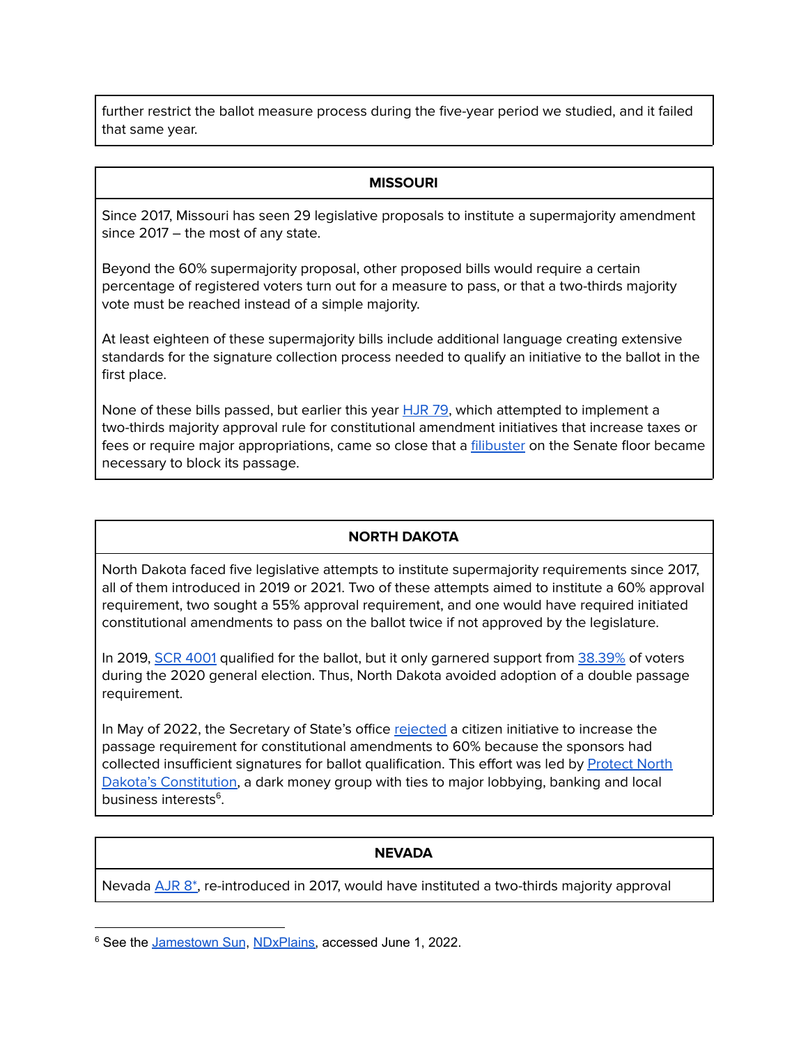further restrict the ballot measure process during the five-year period we studied, and it failed that same year.

### MISSOURI

Since 2017, Missouri has seen 29 legislative proposals to institute a supermajority amendment since 2017 – the most of any state.

Beyond the 60% supermajority proposal, other proposed bills would require a certain percentage of registered voters turn out for a measure to pass, or that a two-thirds majority vote must be reached instead of a simple majority.

At least eighteen of these supermajority bills include additional language creating extensive standards for the signature collection process needed to qualify an initiative to the ballot in the first place.

None of these bills passed, but earlier this year HJR 79, which attempted to implement a two-thirds majority approval rule for constitutional amendment initiatives that increase taxes or fees or require major appropriations, came so close that a filibuster on the Senate floor became necessary to block its passage.

### NORTH DAKOTA

North Dakota faced five legislative attempts to institute supermajority requirements since 2017, all of them introduced in 2019 or 2021. Two of these attempts aimed to institute a 60% approval requirement, two sought a 55% approval requirement, and one would have required initiated constitutional amendments to pass on the ballot twice if not approved by the legislature.

In 2019, SCR 4001 qualified for the ballot, but it only garnered support from 38.39% of voters during the 2020 general election. Thus, North Dakota avoided adoption of a double passage requirement.

In May of 2022, the Secretary of State's office rejected a citizen initiative to increase the passage requirement for constitutional amendments to 60% because the sponsors had collected insufficient signatures for ballot qualification. This effort was led by Protect North Dakota's Constitution, a dark money group with ties to major lobbying, banking and local business interests[6].

### NEVADA

Nevada AJR 8*, re-introduced in 2017, would have instituted a two-thirds majority approval

---

[6] See the Jamestown Sun, NDxPlains, accessed June 1, 2022.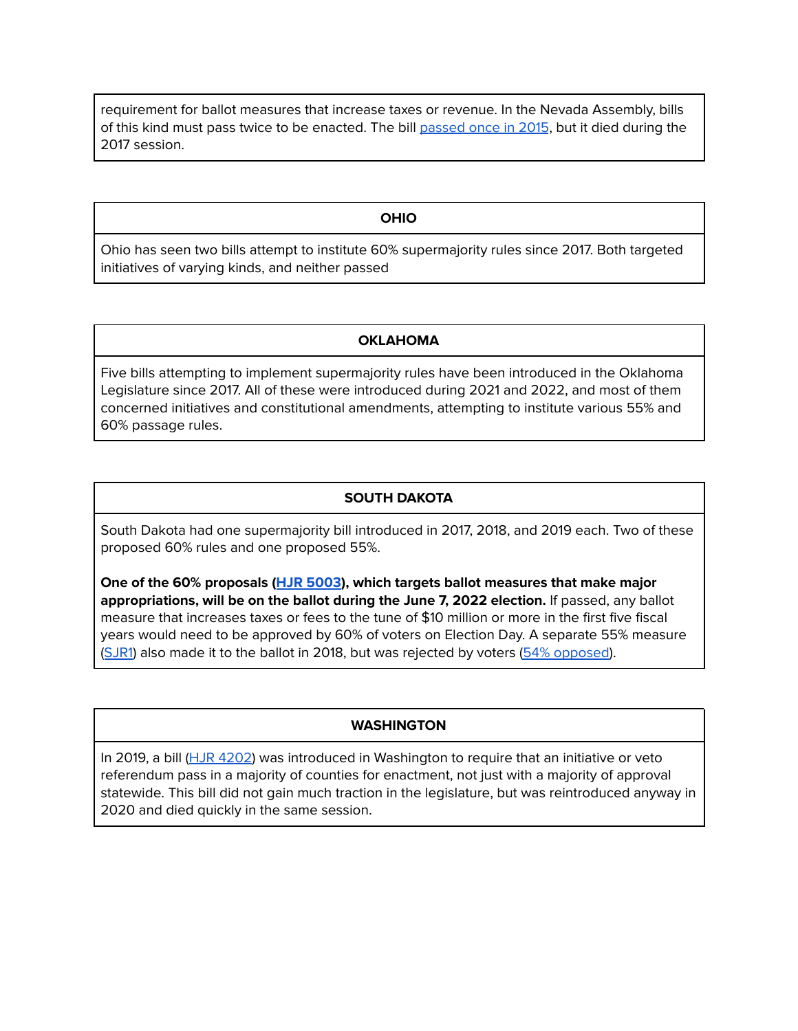requirement for ballot measures that increase taxes or revenue. In the Nevada Assembly, bills of this kind must pass twice to be enacted. The bill passed once in 2015, but it died during the 2017 session.

## OHIO

Ohio has seen two bills attempt to institute 60% supermajority rules since 2017. Both targeted initiatives of varying kinds, and neither passed

## OKLAHOMA

Five bills attempting to implement supermajority rules have been introduced in the Oklahoma Legislature since 2017. All of these were introduced during 2021 and 2022, and most of them concerned initiatives and constitutional amendments, attempting to institute various 55% and 60% passage rules.

## SOUTH DAKOTA

South Dakota had one supermajority bill introduced in 2017, 2018, and 2019 each. Two of these proposed 60% rules and one proposed 55%.

**One of the 60% proposals (HJR 5003), which targets ballot measures that make major appropriations, will be on the ballot during the June 7, 2022 election.** If passed, any ballot measure that increases taxes or fees to the tune of $10 million or more in the first five fiscal years would need to be approved by 60% of voters on Election Day. A separate 55% measure (SJR1) also made it to the ballot in 2018, but was rejected by voters (54% opposed).

## WASHINGTON

In 2019, a bill (HJR 4202) was introduced in Washington to require that an initiative or veto referendum pass in a majority of counties for enactment, not just with a majority of approval statewide. This bill did not gain much traction in the legislature, but was reintroduced anyway in 2020 and died quickly in the same session.